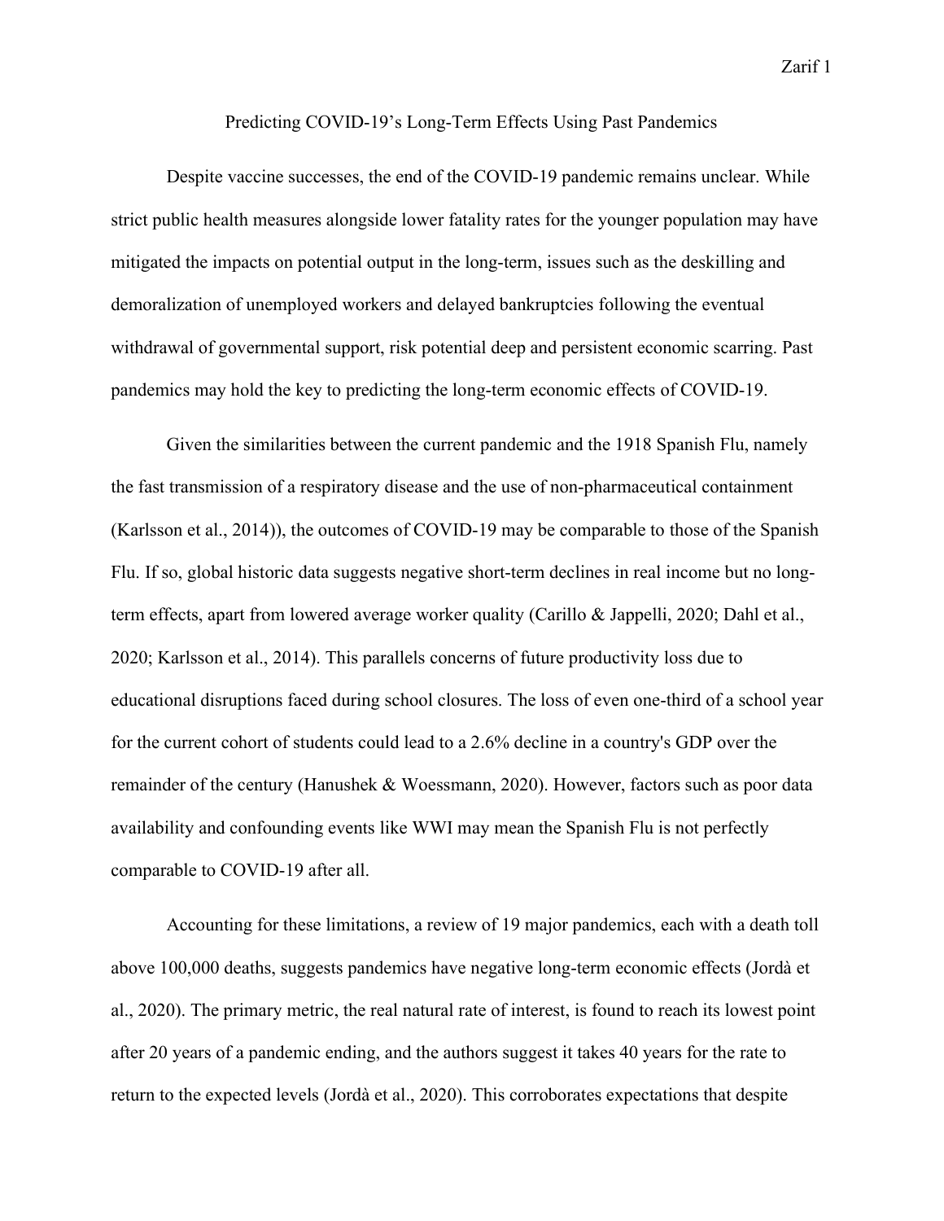# Predicting COVID-19's Long-Term Effects Using Past Pandemics

Despite vaccine successes, the end of the COVID-19 pandemic remains unclear. While strict public health measures alongside lower fatality rates for the younger population may have mitigated the impacts on potential output in the long-term, issues such as the deskilling and demoralization of unemployed workers and delayed bankruptcies following the eventual withdrawal of governmental support, risk potential deep and persistent economic scarring. Past pandemics may hold the key to predicting the long-term economic effects of COVID-19.

Given the similarities between the current pandemic and the 1918 Spanish Flu, namely the fast transmission of a respiratory disease and the use of non-pharmaceutical containment (Karlsson et al., 2014)), the outcomes of COVID-19 may be comparable to those of the Spanish Flu. If so, global historic data suggests negative short-term declines in real income but no long-term effects, apart from lowered average worker quality (Carillo & Jappelli, 2020; Dahl et al., 2020; Karlsson et al., 2014). This parallels concerns of future productivity loss due to educational disruptions faced during school closures. The loss of even one-third of a school year for the current cohort of students could lead to a 2.6% decline in a country's GDP over the remainder of the century (Hanushek & Woessmann, 2020). However, factors such as poor data availability and confounding events like WWI may mean the Spanish Flu is not perfectly comparable to COVID-19 after all.

Accounting for these limitations, a review of 19 major pandemics, each with a death toll above 100,000 deaths, suggests pandemics have negative long-term economic effects (Jordà et al., 2020). The primary metric, the real natural rate of interest, is found to reach its lowest point after 20 years of a pandemic ending, and the authors suggest it takes 40 years for the rate to return to the expected levels (Jordà et al., 2020). This corroborates expectations that despite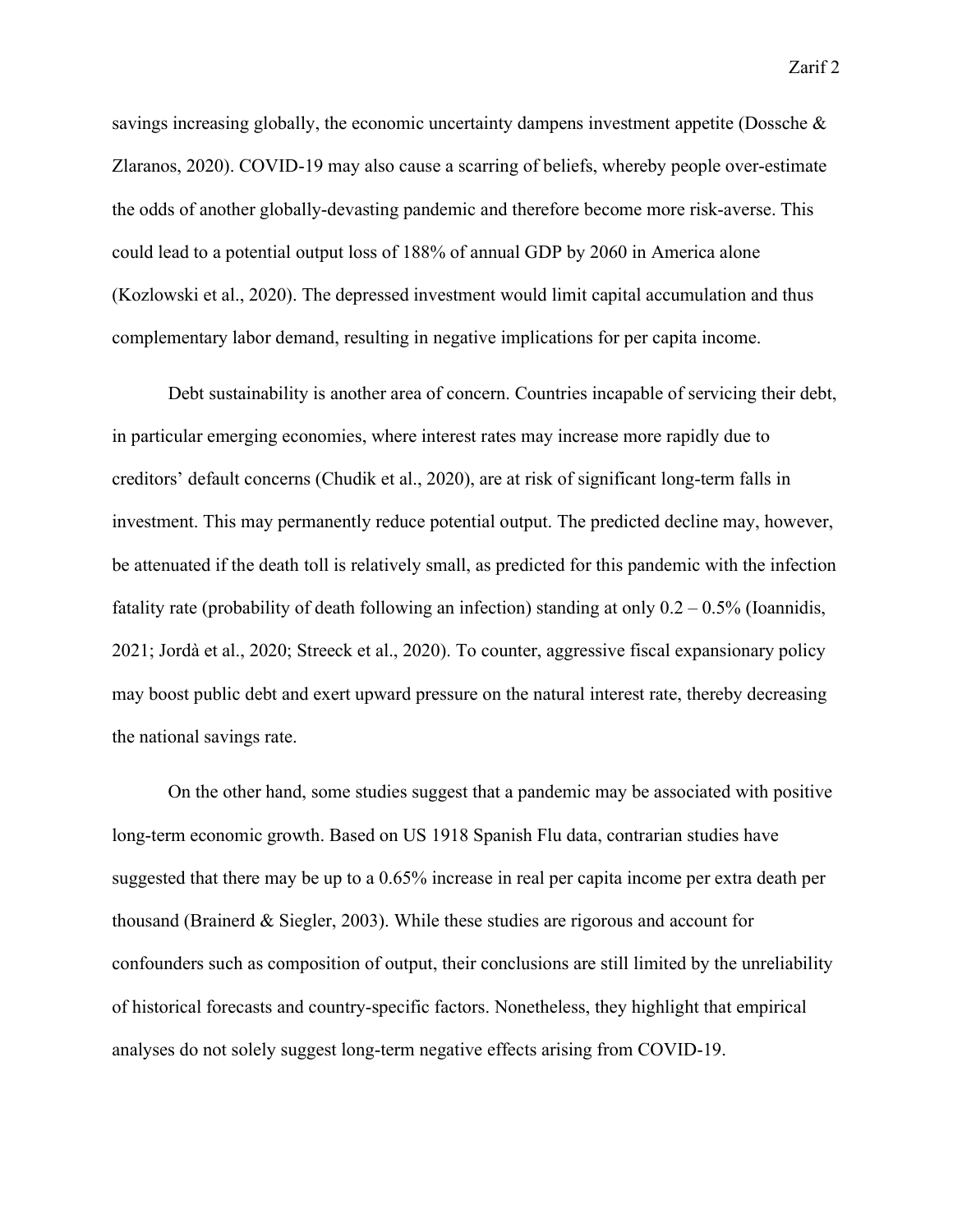savings increasing globally, the economic uncertainty dampens investment appetite (Dossche & Zlaranos, 2020). COVID-19 may also cause a scarring of beliefs, whereby people over-estimate the odds of another globally-devasting pandemic and therefore become more risk-averse. This could lead to a potential output loss of 188% of annual GDP by 2060 in America alone (Kozlowski et al., 2020). The depressed investment would limit capital accumulation and thus complementary labor demand, resulting in negative implications for per capita income.

Debt sustainability is another area of concern. Countries incapable of servicing their debt, in particular emerging economies, where interest rates may increase more rapidly due to creditors' default concerns (Chudik et al., 2020), are at risk of significant long-term falls in investment. This may permanently reduce potential output. The predicted decline may, however, be attenuated if the death toll is relatively small, as predicted for this pandemic with the infection fatality rate (probability of death following an infection) standing at only 0.2 – 0.5% (Ioannidis, 2021; Jordà et al., 2020; Streeck et al., 2020). To counter, aggressive fiscal expansionary policy may boost public debt and exert upward pressure on the natural interest rate, thereby decreasing the national savings rate.

On the other hand, some studies suggest that a pandemic may be associated with positive long-term economic growth. Based on US 1918 Spanish Flu data, contrarian studies have suggested that there may be up to a 0.65% increase in real per capita income per extra death per thousand (Brainerd & Siegler, 2003). While these studies are rigorous and account for confounders such as composition of output, their conclusions are still limited by the unreliability of historical forecasts and country-specific factors. Nonetheless, they highlight that empirical analyses do not solely suggest long-term negative effects arising from COVID-19.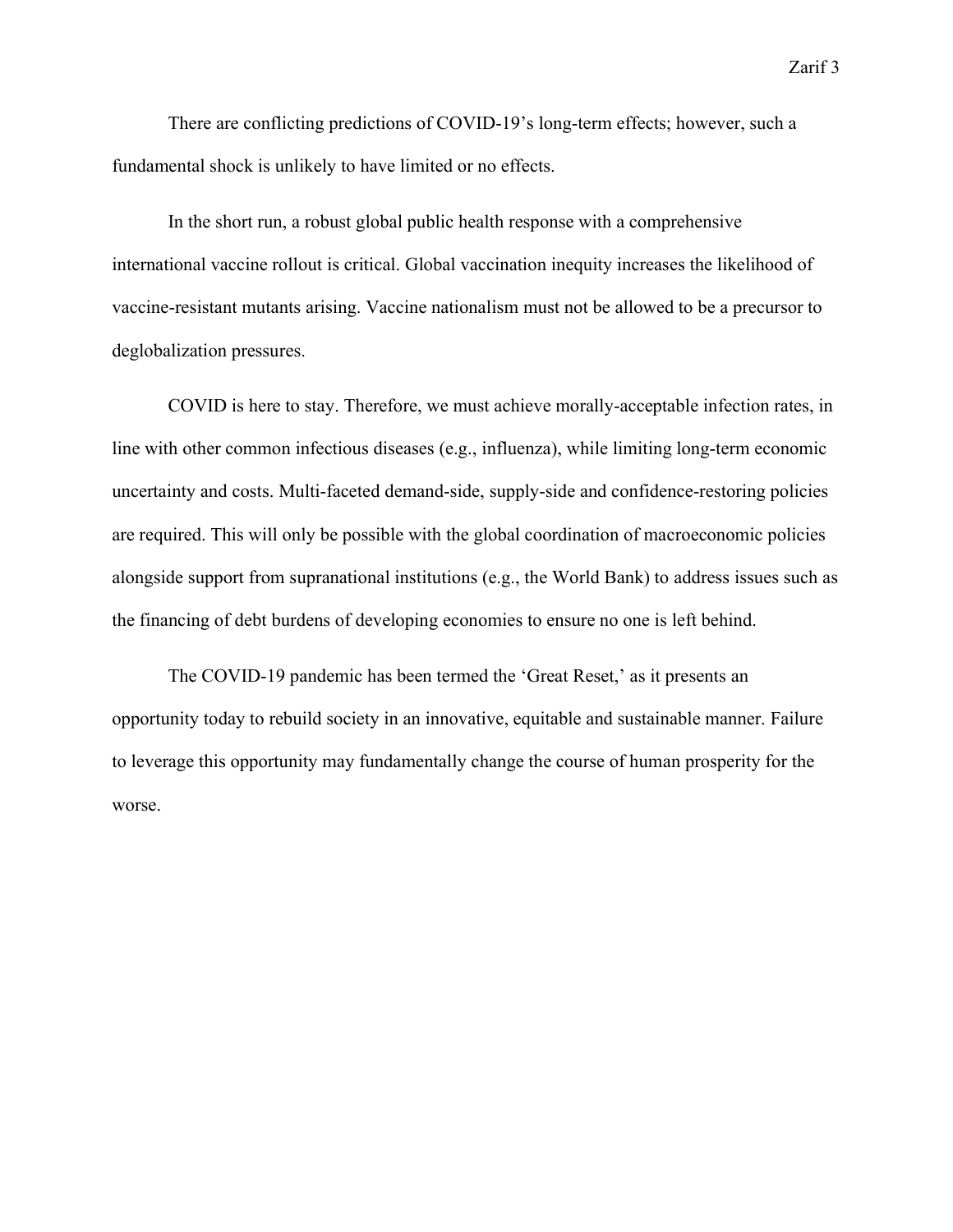There are conflicting predictions of COVID-19's long-term effects; however, such a fundamental shock is unlikely to have limited or no effects.

In the short run, a robust global public health response with a comprehensive international vaccine rollout is critical. Global vaccination inequity increases the likelihood of vaccine-resistant mutants arising. Vaccine nationalism must not be allowed to be a precursor to deglobalization pressures.

COVID is here to stay. Therefore, we must achieve morally-acceptable infection rates, in line with other common infectious diseases (e.g., influenza), while limiting long-term economic uncertainty and costs. Multi-faceted demand-side, supply-side and confidence-restoring policies are required. This will only be possible with the global coordination of macroeconomic policies alongside support from supranational institutions (e.g., the World Bank) to address issues such as the financing of debt burdens of developing economies to ensure no one is left behind.

The COVID-19 pandemic has been termed the 'Great Reset,' as it presents an opportunity today to rebuild society in an innovative, equitable and sustainable manner. Failure to leverage this opportunity may fundamentally change the course of human prosperity for the worse.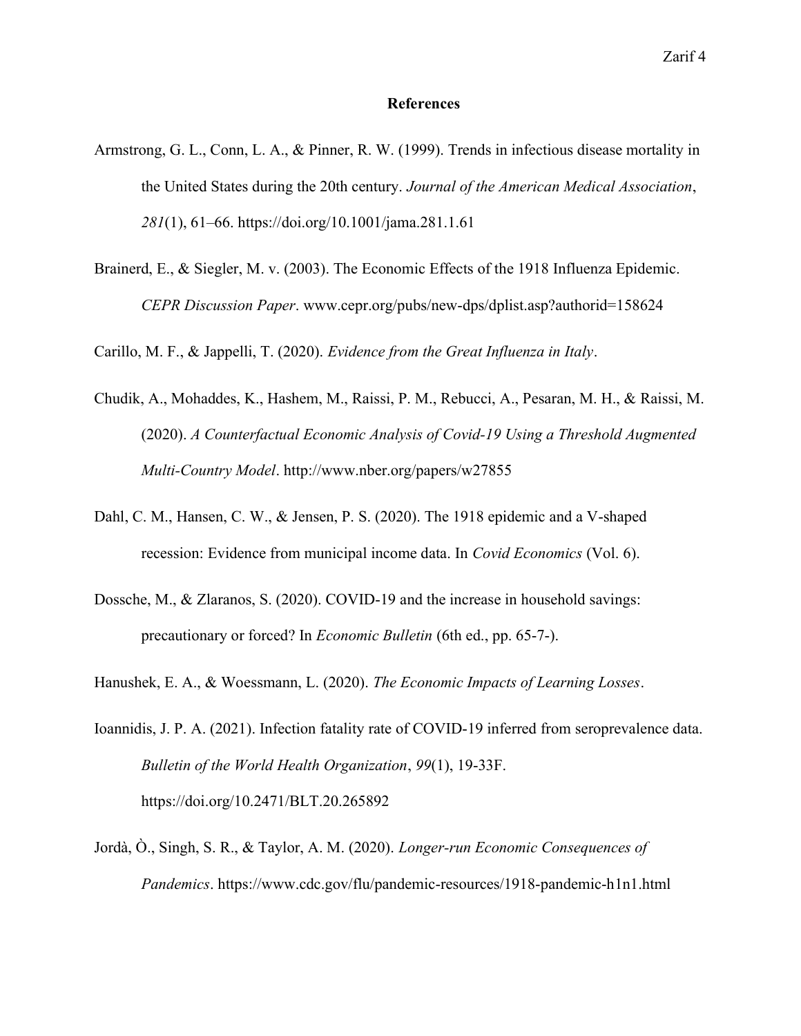## References

Armstrong, G. L., Conn, L. A., & Pinner, R. W. (1999). Trends in infectious disease mortality in the United States during the 20th century. *Journal of the American Medical Association*, *281*(1), 61–66. https://doi.org/10.1001/jama.281.1.61

Brainerd, E., & Siegler, M. v. (2003). The Economic Effects of the 1918 Influenza Epidemic. *CEPR Discussion Paper*. www.cepr.org/pubs/new-dps/dplist.asp?authorid=158624

Carillo, M. F., & Jappelli, T. (2020). *Evidence from the Great Influenza in Italy*.

Chudik, A., Mohaddes, K., Hashem, M., Raissi, P. M., Rebucci, A., Pesaran, M. H., & Raissi, M. (2020). *A Counterfactual Economic Analysis of Covid-19 Using a Threshold Augmented Multi-Country Model*. http://www.nber.org/papers/w27855

Dahl, C. M., Hansen, C. W., & Jensen, P. S. (2020). The 1918 epidemic and a V-shaped recession: Evidence from municipal income data. In *Covid Economics* (Vol. 6).

Dossche, M., & Zlaranos, S. (2020). COVID-19 and the increase in household savings: precautionary or forced? In *Economic Bulletin* (6th ed., pp. 65-7-).

Hanushek, E. A., & Woessmann, L. (2020). *The Economic Impacts of Learning Losses*.

Ioannidis, J. P. A. (2021). Infection fatality rate of COVID-19 inferred from seroprevalence data. *Bulletin of the World Health Organization*, *99*(1), 19-33F. https://doi.org/10.2471/BLT.20.265892

Jordà, Ò., Singh, S. R., & Taylor, A. M. (2020). *Longer-run Economic Consequences of Pandemics*. https://www.cdc.gov/flu/pandemic-resources/1918-pandemic-h1n1.html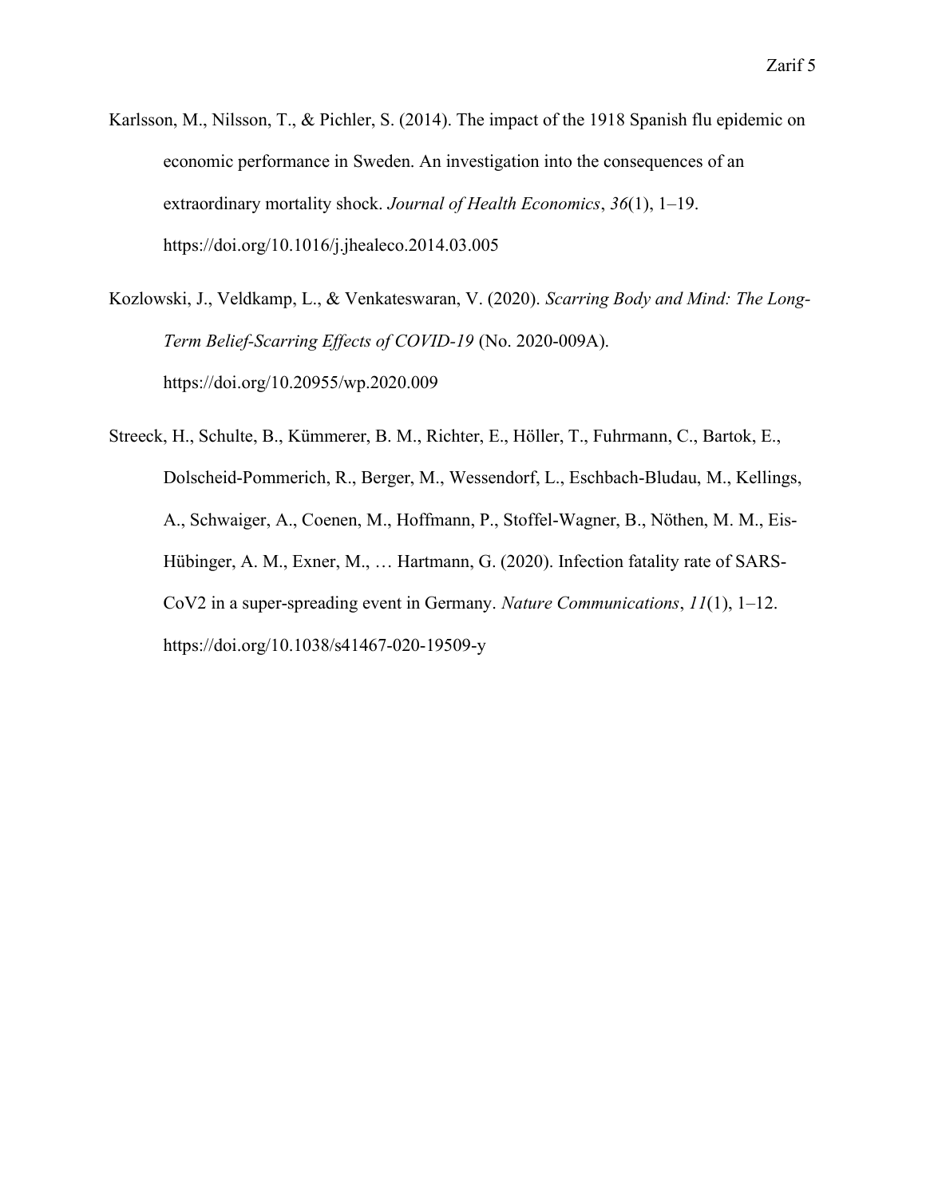Karlsson, M., Nilsson, T., & Pichler, S. (2014). The impact of the 1918 Spanish flu epidemic on economic performance in Sweden. An investigation into the consequences of an extraordinary mortality shock. *Journal of Health Economics*, *36*(1), 1–19. https://doi.org/10.1016/j.jhealeco.2014.03.005

Kozlowski, J., Veldkamp, L., & Venkateswaran, V. (2020). *Scarring Body and Mind: The Long-Term Belief-Scarring Effects of COVID-19* (No. 2020-009A). https://doi.org/10.20955/wp.2020.009

Streeck, H., Schulte, B., Kümmerer, B. M., Richter, E., Höller, T., Fuhrmann, C., Bartok, E., Dolscheid-Pommerich, R., Berger, M., Wessendorf, L., Eschbach-Bludau, M., Kellings, A., Schwaiger, A., Coenen, M., Hoffmann, P., Stoffel-Wagner, B., Nöthen, M. M., Eis-Hübinger, A. M., Exner, M., … Hartmann, G. (2020). Infection fatality rate of SARS-CoV2 in a super-spreading event in Germany. *Nature Communications*, *11*(1), 1–12. https://doi.org/10.1038/s41467-020-19509-y